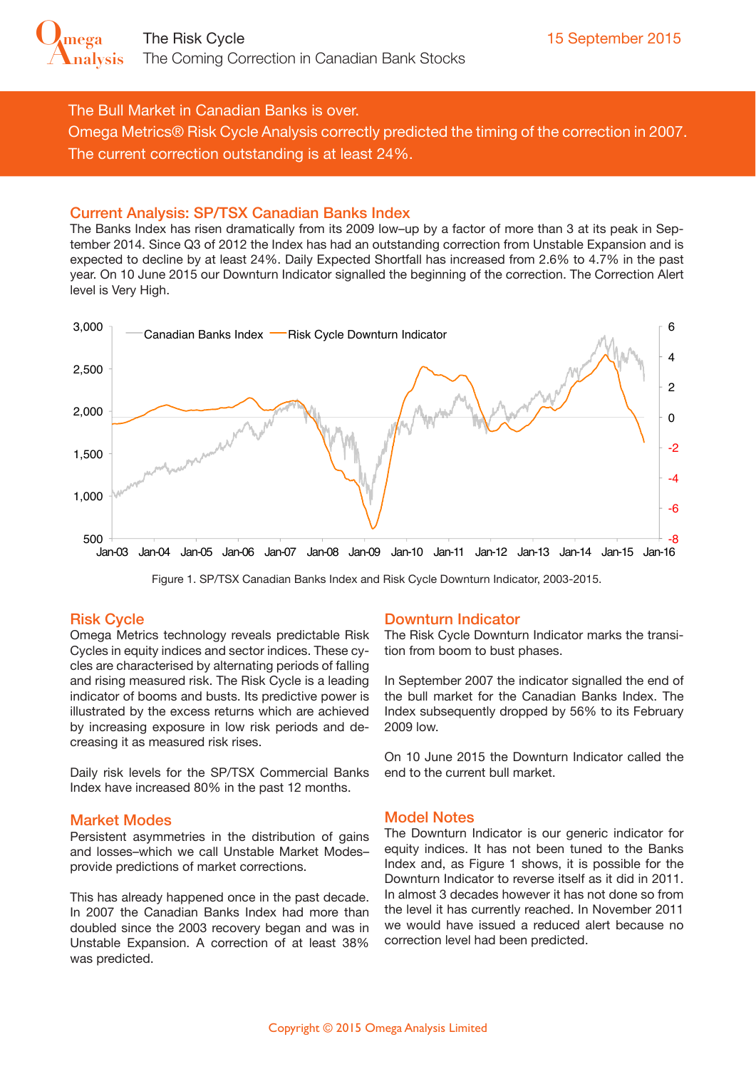# The Risk Cycle

## The Coming Correction in Canadian Bank Stocks

15 September 2015

The Bull Market in Canadian Banks is over.
Omega Metrics® Risk Cycle Analysis correctly predicted the timing of the correction in 2007.
The current correction outstanding is at least 24%.

## Current Analysis: SP/TSX Canadian Banks Index

The Banks Index has risen dramatically from its 2009 low–up by a factor of more than 3 at its peak in September 2014. Since Q3 of 2012 the Index has had an outstanding correction from Unstable Expansion and is expected to decline by at least 24%. Daily Expected Shortfall has increased from 2.6% to 4.7% in the past year. On 10 June 2015 our Downturn Indicator signalled the beginning of the correction. The Correction Alert level is Very High.

Figure 1. SP/TSX Canadian Banks Index and Risk Cycle Downturn Indicator, 2003-2015.

## Risk Cycle

Omega Metrics technology reveals predictable Risk Cycles in equity indices and sector indices. These cycles are characterised by alternating periods of falling and rising measured risk. The Risk Cycle is a leading indicator of booms and busts. Its predictive power is illustrated by the excess returns which are achieved by increasing exposure in low risk periods and decreasing it as measured risk rises.

Daily risk levels for the SP/TSX Commercial Banks Index have increased 80% in the past 12 months.

## Market Modes

Persistent asymmetries in the distribution of gains and losses–which we call Unstable Market Modes–provide predictions of market corrections.

This has already happened once in the past decade. In 2007 the Canadian Banks Index had more than doubled since the 2003 recovery began and was in Unstable Expansion. A correction of at least 38% was predicted.

## Downturn Indicator

The Risk Cycle Downturn Indicator marks the transition from boom to bust phases.

In September 2007 the indicator signalled the end of the bull market for the Canadian Banks Index. The Index subsequently dropped by 56% to its February 2009 low.

On 10 June 2015 the Downturn Indicator called the end to the current bull market.

## Model Notes

The Downturn Indicator is our generic indicator for equity indices. It has not been tuned to the Banks Index and, as Figure 1 shows, it is possible for the Downturn Indicator to reverse itself as it did in 2011. In almost 3 decades however it has not done so from the level it has currently reached. In November 2011 we would have issued a reduced alert because no correction level had been predicted.

Copyright © 2015 Omega Analysis Limited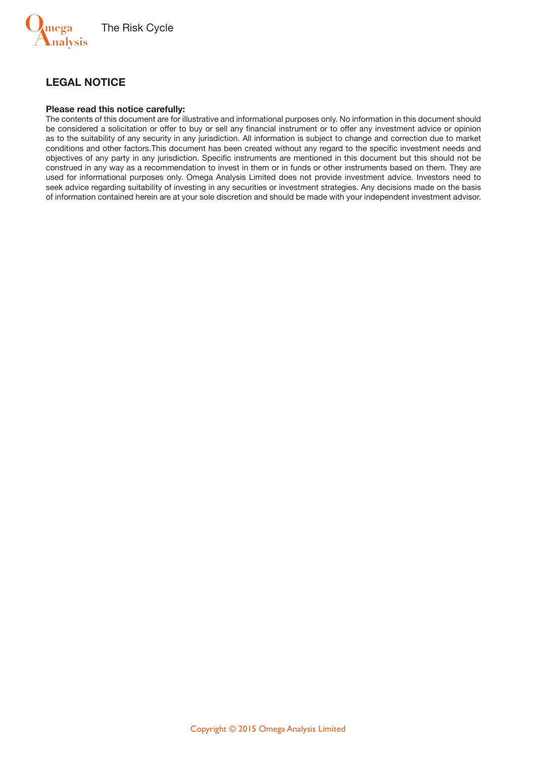## LEGAL NOTICE

**Please read this notice carefully:**

The contents of this document are for illustrative and informational purposes only. No information in this document should be considered a solicitation or offer to buy or sell any financial instrument or to offer any investment advice or opinion as to the suitability of any security in any jurisdiction. All information is subject to change and correction due to market conditions and other factors.This document has been created without any regard to the specific investment needs and objectives of any party in any jurisdiction. Specific instruments are mentioned in this document but this should not be construed in any way as a recommendation to invest in them or in funds or other instruments based on them. They are used for informational purposes only. Omega Analysis Limited does not provide investment advice. Investors need to seek advice regarding suitability of investing in any securities or investment strategies. Any decisions made on the basis of information contained herein are at your sole discretion and should be made with your independent investment advisor.